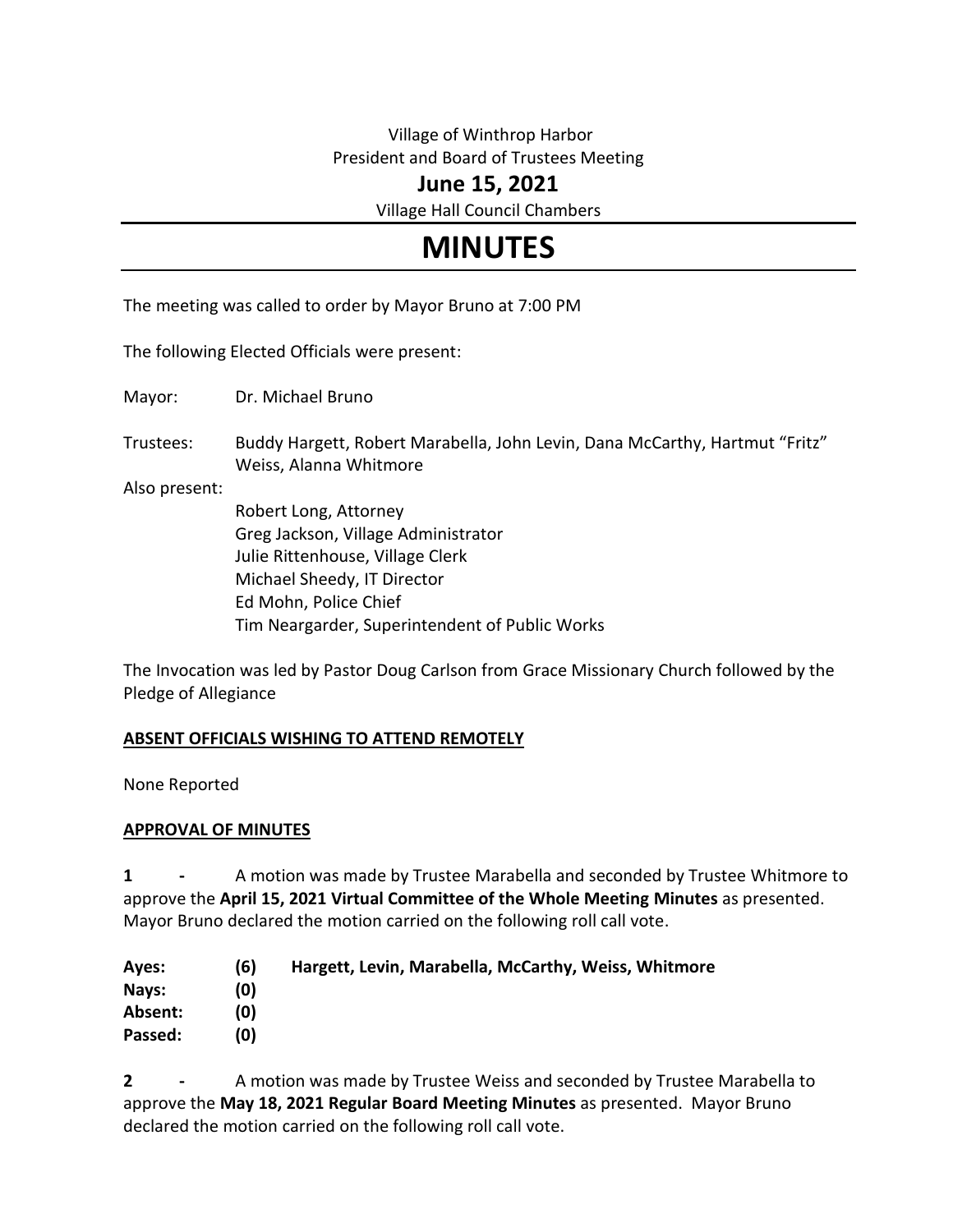Village of Winthrop Harbor
President and Board of Trustees Meeting

**June 15, 2021**

Village Hall Council Chambers

# MINUTES

The meeting was called to order by Mayor Bruno at 7:00 PM

The following Elected Officials were present:

Mayor: Dr. Michael Bruno

Trustees: Buddy Hargett, Robert Marabella, John Levin, Dana McCarthy, Hartmut "Fritz" Weiss, Alanna Whitmore

Also present:

Robert Long, Attorney
Greg Jackson, Village Administrator
Julie Rittenhouse, Village Clerk
Michael Sheedy, IT Director
Ed Mohn, Police Chief
Tim Neargarder, Superintendent of Public Works

The Invocation was led by Pastor Doug Carlson from Grace Missionary Church followed by the Pledge of Allegiance

**ABSENT OFFICIALS WISHING TO ATTEND REMOTELY**

None Reported

**APPROVAL OF MINUTES**

**1 -** A motion was made by Trustee Marabella and seconded by Trustee Whitmore to approve the **April 15, 2021 Virtual Committee of the Whole Meeting Minutes** as presented. Mayor Bruno declared the motion carried on the following roll call vote.

| | | |
|---|---|---|
| **Ayes:** | **(6)** | **Hargett, Levin, Marabella, McCarthy, Weiss, Whitmore** |
| **Nays:** | **(0)** | |
| **Absent:** | **(0)** | |
| **Passed:** | **(0)** | |

**2 -** A motion was made by Trustee Weiss and seconded by Trustee Marabella to approve the **May 18, 2021 Regular Board Meeting Minutes** as presented. Mayor Bruno declared the motion carried on the following roll call vote.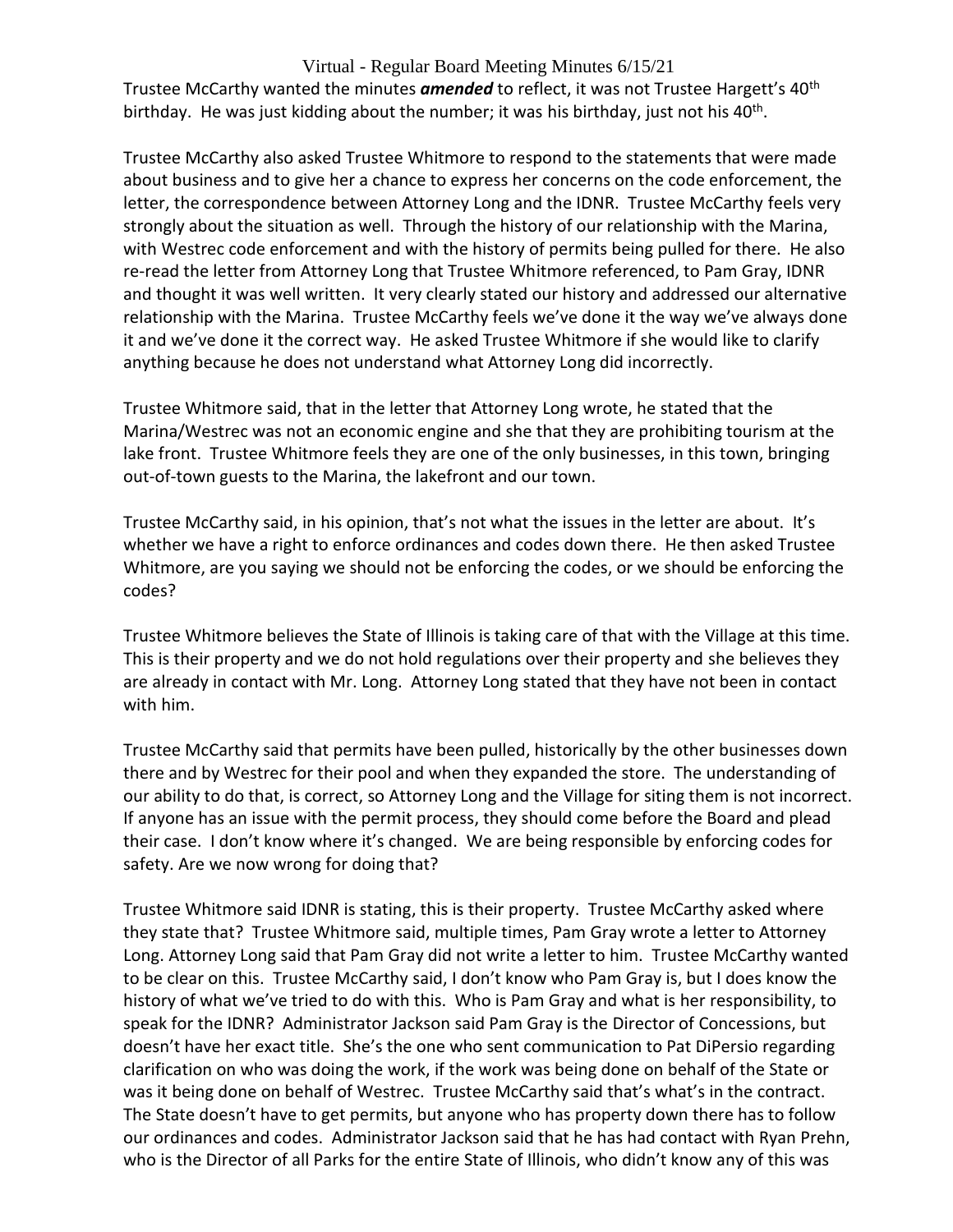Trustee McCarthy wanted the minutes ***amended*** to reflect, it was not Trustee Hargett's 40th birthday. He was just kidding about the number; it was his birthday, just not his 40th.

Trustee McCarthy also asked Trustee Whitmore to respond to the statements that were made about business and to give her a chance to express her concerns on the code enforcement, the letter, the correspondence between Attorney Long and the IDNR. Trustee McCarthy feels very strongly about the situation as well. Through the history of our relationship with the Marina, with Westrec code enforcement and with the history of permits being pulled for there. He also re-read the letter from Attorney Long that Trustee Whitmore referenced, to Pam Gray, IDNR and thought it was well written. It very clearly stated our history and addressed our alternative relationship with the Marina. Trustee McCarthy feels we've done it the way we've always done it and we've done it the correct way. He asked Trustee Whitmore if she would like to clarify anything because he does not understand what Attorney Long did incorrectly.

Trustee Whitmore said, that in the letter that Attorney Long wrote, he stated that the Marina/Westrec was not an economic engine and she that they are prohibiting tourism at the lake front. Trustee Whitmore feels they are one of the only businesses, in this town, bringing out-of-town guests to the Marina, the lakefront and our town.

Trustee McCarthy said, in his opinion, that's not what the issues in the letter are about. It's whether we have a right to enforce ordinances and codes down there. He then asked Trustee Whitmore, are you saying we should not be enforcing the codes, or we should be enforcing the codes?

Trustee Whitmore believes the State of Illinois is taking care of that with the Village at this time. This is their property and we do not hold regulations over their property and she believes they are already in contact with Mr. Long. Attorney Long stated that they have not been in contact with him.

Trustee McCarthy said that permits have been pulled, historically by the other businesses down there and by Westrec for their pool and when they expanded the store. The understanding of our ability to do that, is correct, so Attorney Long and the Village for siting them is not incorrect. If anyone has an issue with the permit process, they should come before the Board and plead their case. I don't know where it's changed. We are being responsible by enforcing codes for safety. Are we now wrong for doing that?

Trustee Whitmore said IDNR is stating, this is their property. Trustee McCarthy asked where they state that? Trustee Whitmore said, multiple times, Pam Gray wrote a letter to Attorney Long. Attorney Long said that Pam Gray did not write a letter to him. Trustee McCarthy wanted to be clear on this. Trustee McCarthy said, I don't know who Pam Gray is, but I does know the history of what we've tried to do with this. Who is Pam Gray and what is her responsibility, to speak for the IDNR? Administrator Jackson said Pam Gray is the Director of Concessions, but doesn't have her exact title. She's the one who sent communication to Pat DiPersio regarding clarification on who was doing the work, if the work was being done on behalf of the State or was it being done on behalf of Westrec. Trustee McCarthy said that's what's in the contract. The State doesn't have to get permits, but anyone who has property down there has to follow our ordinances and codes. Administrator Jackson said that he has had contact with Ryan Prehn, who is the Director of all Parks for the entire State of Illinois, who didn't know any of this was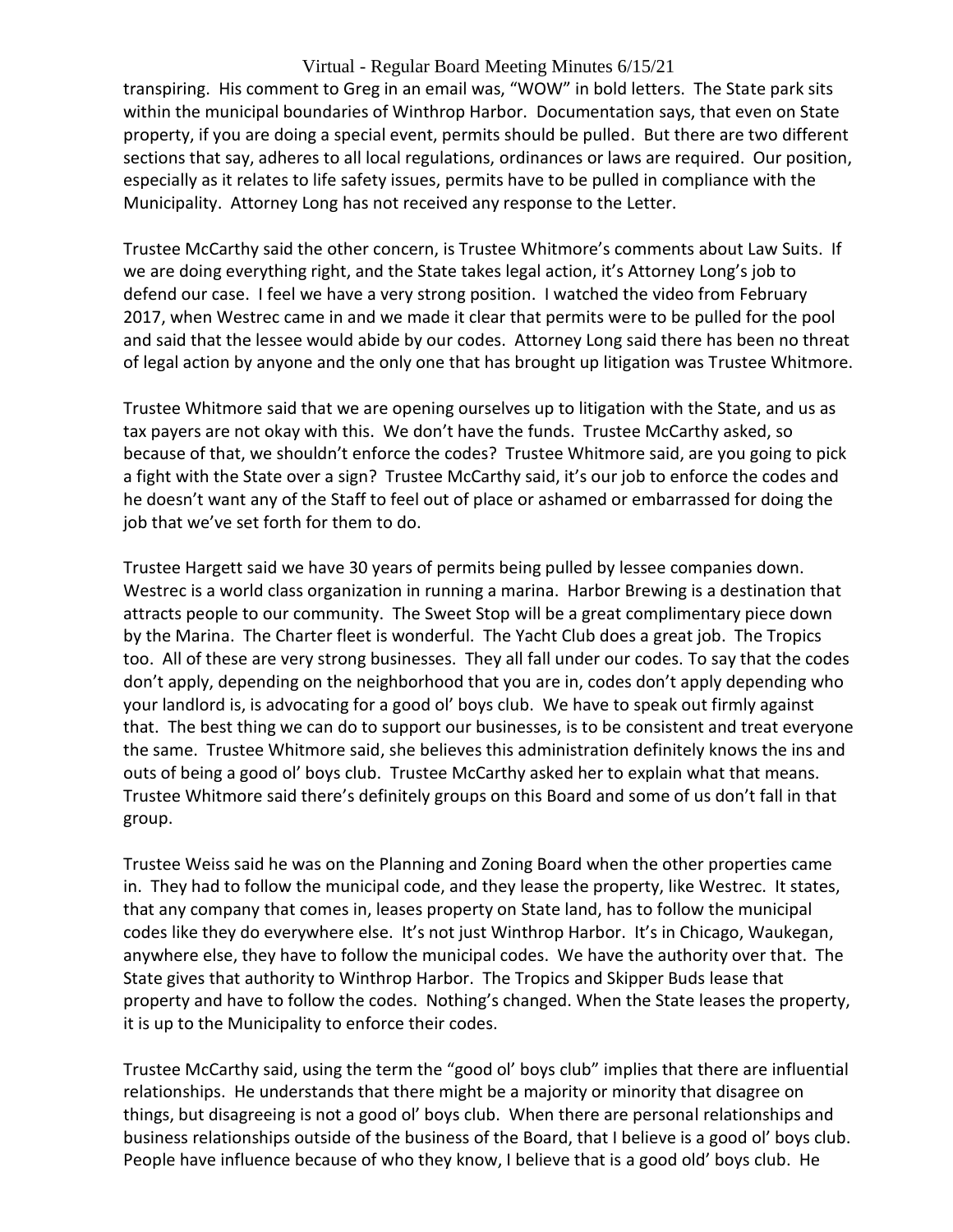transpiring. His comment to Greg in an email was, "WOW" in bold letters. The State park sits within the municipal boundaries of Winthrop Harbor. Documentation says, that even on State property, if you are doing a special event, permits should be pulled. But there are two different sections that say, adheres to all local regulations, ordinances or laws are required. Our position, especially as it relates to life safety issues, permits have to be pulled in compliance with the Municipality. Attorney Long has not received any response to the Letter.

Trustee McCarthy said the other concern, is Trustee Whitmore's comments about Law Suits. If we are doing everything right, and the State takes legal action, it's Attorney Long's job to defend our case. I feel we have a very strong position. I watched the video from February 2017, when Westrec came in and we made it clear that permits were to be pulled for the pool and said that the lessee would abide by our codes. Attorney Long said there has been no threat of legal action by anyone and the only one that has brought up litigation was Trustee Whitmore.

Trustee Whitmore said that we are opening ourselves up to litigation with the State, and us as tax payers are not okay with this. We don't have the funds. Trustee McCarthy asked, so because of that, we shouldn't enforce the codes? Trustee Whitmore said, are you going to pick a fight with the State over a sign? Trustee McCarthy said, it's our job to enforce the codes and he doesn't want any of the Staff to feel out of place or ashamed or embarrassed for doing the job that we've set forth for them to do.

Trustee Hargett said we have 30 years of permits being pulled by lessee companies down. Westrec is a world class organization in running a marina. Harbor Brewing is a destination that attracts people to our community. The Sweet Stop will be a great complimentary piece down by the Marina. The Charter fleet is wonderful. The Yacht Club does a great job. The Tropics too. All of these are very strong businesses. They all fall under our codes. To say that the codes don't apply, depending on the neighborhood that you are in, codes don't apply depending who your landlord is, is advocating for a good ol' boys club. We have to speak out firmly against that. The best thing we can do to support our businesses, is to be consistent and treat everyone the same. Trustee Whitmore said, she believes this administration definitely knows the ins and outs of being a good ol' boys club. Trustee McCarthy asked her to explain what that means. Trustee Whitmore said there's definitely groups on this Board and some of us don't fall in that group.

Trustee Weiss said he was on the Planning and Zoning Board when the other properties came in. They had to follow the municipal code, and they lease the property, like Westrec. It states, that any company that comes in, leases property on State land, has to follow the municipal codes like they do everywhere else. It's not just Winthrop Harbor. It's in Chicago, Waukegan, anywhere else, they have to follow the municipal codes. We have the authority over that. The State gives that authority to Winthrop Harbor. The Tropics and Skipper Buds lease that property and have to follow the codes. Nothing's changed. When the State leases the property, it is up to the Municipality to enforce their codes.

Trustee McCarthy said, using the term the "good ol' boys club" implies that there are influential relationships. He understands that there might be a majority or minority that disagree on things, but disagreeing is not a good ol' boys club. When there are personal relationships and business relationships outside of the business of the Board, that I believe is a good ol' boys club. People have influence because of who they know, I believe that is a good old' boys club. He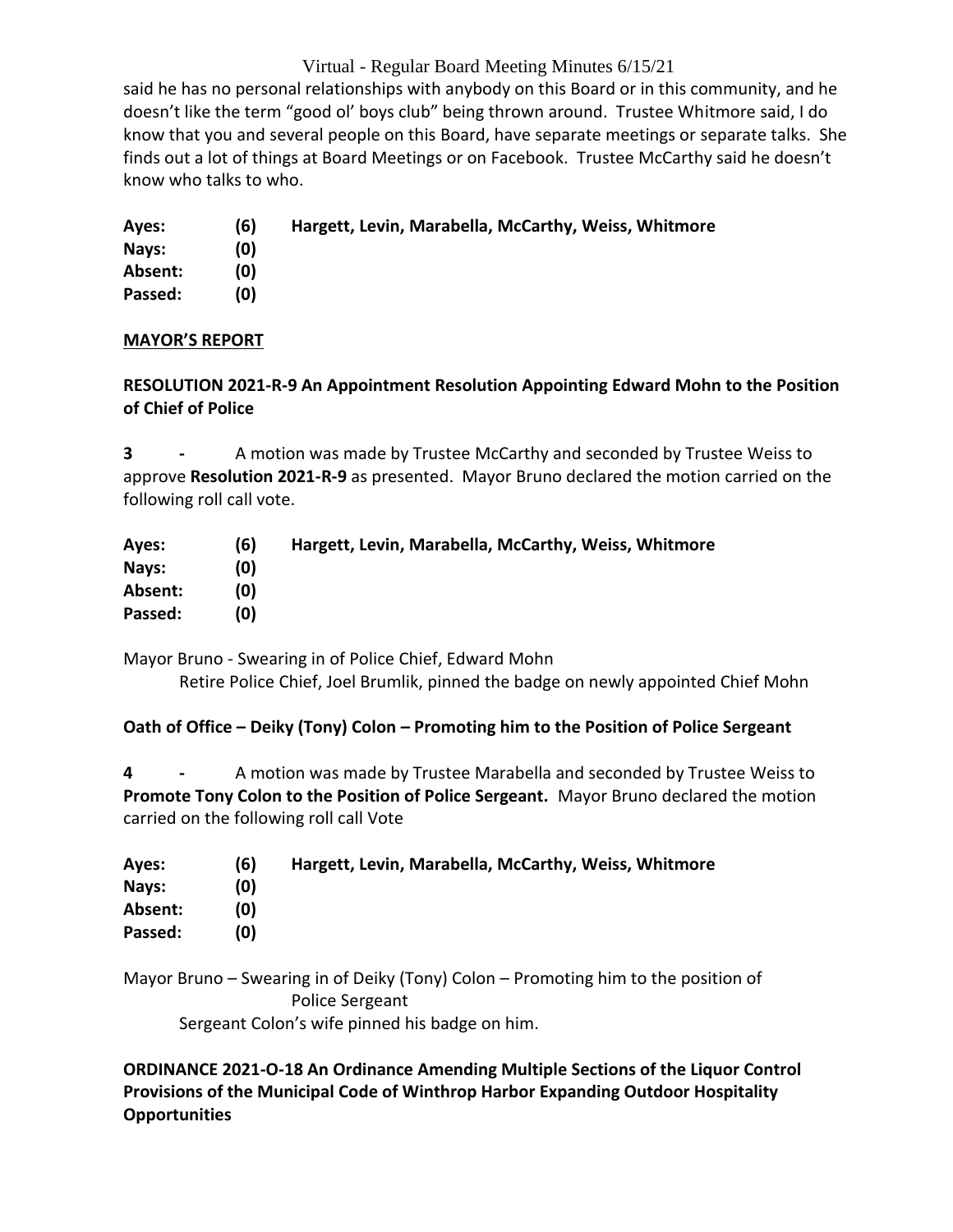said he has no personal relationships with anybody on this Board or in this community, and he doesn't like the term "good ol' boys club" being thrown around. Trustee Whitmore said, I do know that you and several people on this Board, have separate meetings or separate talks. She finds out a lot of things at Board Meetings or on Facebook. Trustee McCarthy said he doesn't know who talks to who.

**Ayes: (6) Hargett, Levin, Marabella, McCarthy, Weiss, Whitmore**
**Nays: (0)**
**Absent: (0)**
**Passed: (0)**

## MAYOR'S REPORT

**RESOLUTION 2021-R-9 An Appointment Resolution Appointing Edward Mohn to the Position of Chief of Police**

**3 -** A motion was made by Trustee McCarthy and seconded by Trustee Weiss to approve **Resolution 2021-R-9** as presented. Mayor Bruno declared the motion carried on the following roll call vote.

**Ayes: (6) Hargett, Levin, Marabella, McCarthy, Weiss, Whitmore**
**Nays: (0)**
**Absent: (0)**
**Passed: (0)**

Mayor Bruno - Swearing in of Police Chief, Edward Mohn
Retire Police Chief, Joel Brumlik, pinned the badge on newly appointed Chief Mohn

**Oath of Office – Deiky (Tony) Colon – Promoting him to the Position of Police Sergeant**

**4 -** A motion was made by Trustee Marabella and seconded by Trustee Weiss to **Promote Tony Colon to the Position of Police Sergeant.** Mayor Bruno declared the motion carried on the following roll call Vote

**Ayes: (6) Hargett, Levin, Marabella, McCarthy, Weiss, Whitmore**
**Nays: (0)**
**Absent: (0)**
**Passed: (0)**

Mayor Bruno – Swearing in of Deiky (Tony) Colon – Promoting him to the position of Police Sergeant
Sergeant Colon's wife pinned his badge on him.

**ORDINANCE 2021-O-18 An Ordinance Amending Multiple Sections of the Liquor Control Provisions of the Municipal Code of Winthrop Harbor Expanding Outdoor Hospitality Opportunities**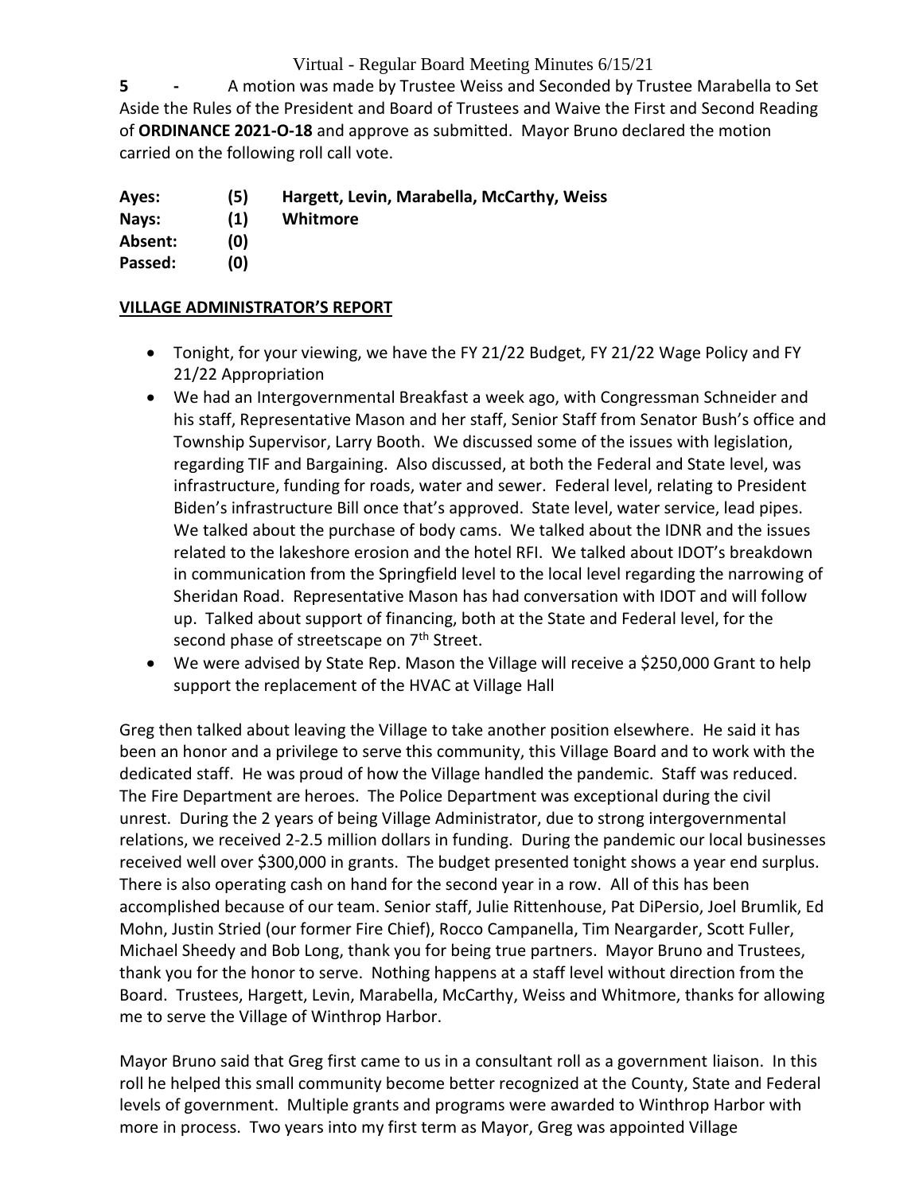**5 -** A motion was made by Trustee Weiss and Seconded by Trustee Marabella to Set Aside the Rules of the President and Board of Trustees and Waive the First and Second Reading of **ORDINANCE 2021-O-18** and approve as submitted. Mayor Bruno declared the motion carried on the following roll call vote.

| | | |
|---|---|---|
| **Ayes:** | **(5)** | **Hargett, Levin, Marabella, McCarthy, Weiss** |
| **Nays:** | **(1)** | **Whitmore** |
| **Absent:** | **(0)** | |
| **Passed:** | **(0)** | |

## VILLAGE ADMINISTRATOR'S REPORT

- Tonight, for your viewing, we have the FY 21/22 Budget, FY 21/22 Wage Policy and FY 21/22 Appropriation
- We had an Intergovernmental Breakfast a week ago, with Congressman Schneider and his staff, Representative Mason and her staff, Senior Staff from Senator Bush's office and Township Supervisor, Larry Booth. We discussed some of the issues with legislation, regarding TIF and Bargaining. Also discussed, at both the Federal and State level, was infrastructure, funding for roads, water and sewer. Federal level, relating to President Biden's infrastructure Bill once that's approved. State level, water service, lead pipes. We talked about the purchase of body cams. We talked about the IDNR and the issues related to the lakeshore erosion and the hotel RFI. We talked about IDOT's breakdown in communication from the Springfield level to the local level regarding the narrowing of Sheridan Road. Representative Mason has had conversation with IDOT and will follow up. Talked about support of financing, both at the State and Federal level, for the second phase of streetscape on 7th Street.
- We were advised by State Rep. Mason the Village will receive a $250,000 Grant to help support the replacement of the HVAC at Village Hall

Greg then talked about leaving the Village to take another position elsewhere. He said it has been an honor and a privilege to serve this community, this Village Board and to work with the dedicated staff. He was proud of how the Village handled the pandemic. Staff was reduced. The Fire Department are heroes. The Police Department was exceptional during the civil unrest. During the 2 years of being Village Administrator, due to strong intergovernmental relations, we received 2-2.5 million dollars in funding. During the pandemic our local businesses received well over $300,000 in grants. The budget presented tonight shows a year end surplus. There is also operating cash on hand for the second year in a row. All of this has been accomplished because of our team. Senior staff, Julie Rittenhouse, Pat DiPersio, Joel Brumlik, Ed Mohn, Justin Stried (our former Fire Chief), Rocco Campanella, Tim Neargarder, Scott Fuller, Michael Sheedy and Bob Long, thank you for being true partners. Mayor Bruno and Trustees, thank you for the honor to serve. Nothing happens at a staff level without direction from the Board. Trustees, Hargett, Levin, Marabella, McCarthy, Weiss and Whitmore, thanks for allowing me to serve the Village of Winthrop Harbor.

Mayor Bruno said that Greg first came to us in a consultant roll as a government liaison. In this roll he helped this small community become better recognized at the County, State and Federal levels of government. Multiple grants and programs were awarded to Winthrop Harbor with more in process. Two years into my first term as Mayor, Greg was appointed Village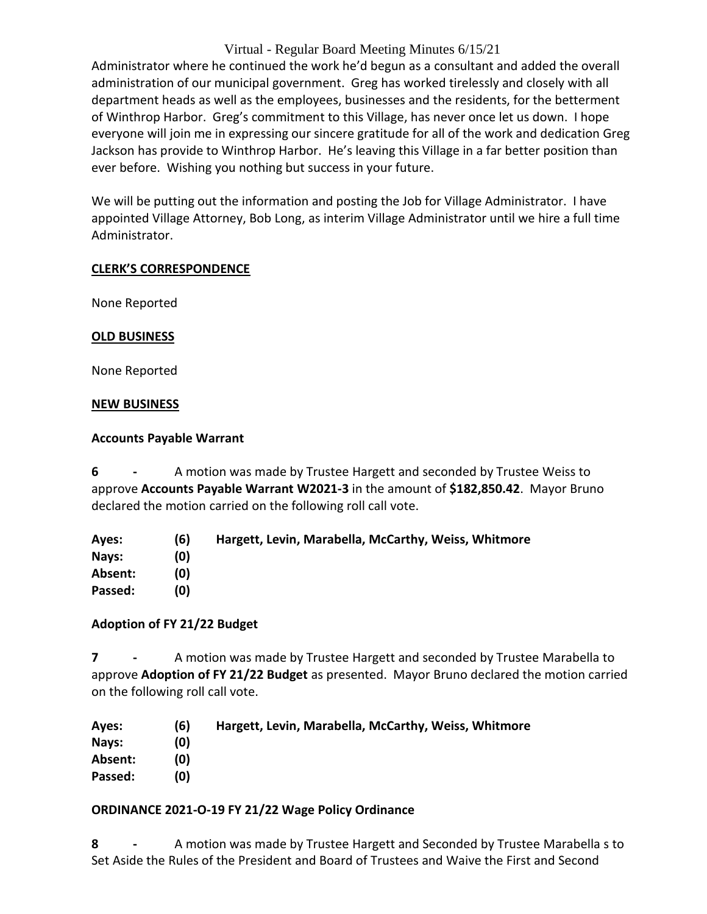Administrator where he continued the work he'd begun as a consultant and added the overall administration of our municipal government. Greg has worked tirelessly and closely with all department heads as well as the employees, businesses and the residents, for the betterment of Winthrop Harbor. Greg's commitment to this Village, has never once let us down. I hope everyone will join me in expressing our sincere gratitude for all of the work and dedication Greg Jackson has provide to Winthrop Harbor. He's leaving this Village in a far better position than ever before. Wishing you nothing but success in your future.

We will be putting out the information and posting the Job for Village Administrator. I have appointed Village Attorney, Bob Long, as interim Village Administrator until we hire a full time Administrator.

## CLERK'S CORRESPONDENCE

None Reported

## OLD BUSINESS

None Reported

## NEW BUSINESS

### Accounts Payable Warrant

**6 -** A motion was made by Trustee Hargett and seconded by Trustee Weiss to approve **Accounts Payable Warrant W2021-3** in the amount of **$182,850.42**. Mayor Bruno declared the motion carried on the following roll call vote.

| | | |
|---|---|---|
| **Ayes:** | **(6)** | **Hargett, Levin, Marabella, McCarthy, Weiss, Whitmore** |
| **Nays:** | **(0)** | |
| **Absent:** | **(0)** | |
| **Passed:** | **(0)** | |

### Adoption of FY 21/22 Budget

**7 -** A motion was made by Trustee Hargett and seconded by Trustee Marabella to approve **Adoption of FY 21/22 Budget** as presented. Mayor Bruno declared the motion carried on the following roll call vote.

| | | |
|---|---|---|
| **Ayes:** | **(6)** | **Hargett, Levin, Marabella, McCarthy, Weiss, Whitmore** |
| **Nays:** | **(0)** | |
| **Absent:** | **(0)** | |
| **Passed:** | **(0)** | |

### ORDINANCE 2021-O-19 FY 21/22 Wage Policy Ordinance

**8 -** A motion was made by Trustee Hargett and Seconded by Trustee Marabella s to Set Aside the Rules of the President and Board of Trustees and Waive the First and Second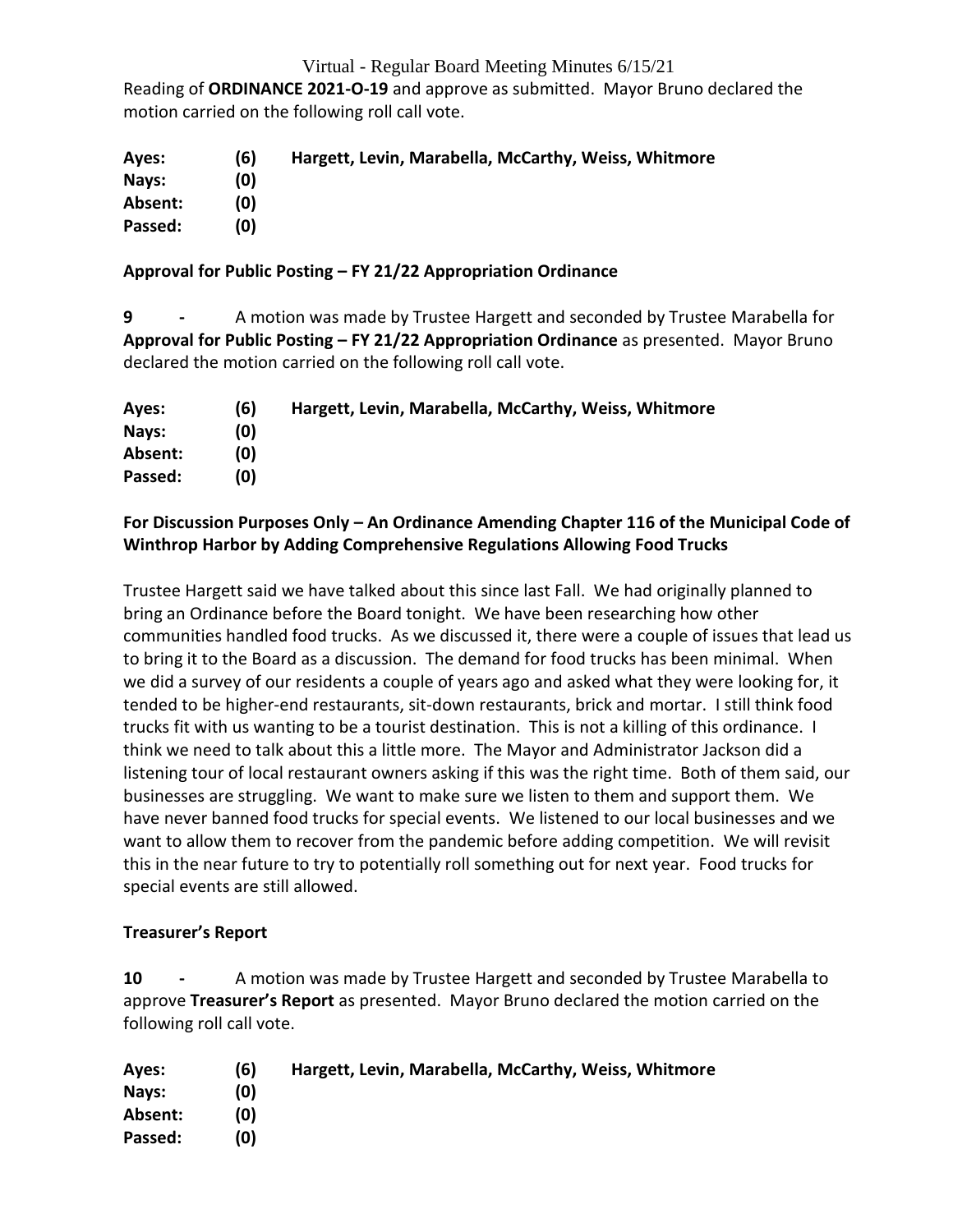Reading of **ORDINANCE 2021-O-19** and approve as submitted. Mayor Bruno declared the motion carried on the following roll call vote.

| | | |
|---|---|---|
| **Ayes:** | **(6)** | **Hargett, Levin, Marabella, McCarthy, Weiss, Whitmore** |
| **Nays:** | **(0)** | |
| **Absent:** | **(0)** | |
| **Passed:** | **(0)** | |

**Approval for Public Posting – FY 21/22 Appropriation Ordinance**

**9 -** A motion was made by Trustee Hargett and seconded by Trustee Marabella for **Approval for Public Posting – FY 21/22 Appropriation Ordinance** as presented. Mayor Bruno declared the motion carried on the following roll call vote.

| | | |
|---|---|---|
| **Ayes:** | **(6)** | **Hargett, Levin, Marabella, McCarthy, Weiss, Whitmore** |
| **Nays:** | **(0)** | |
| **Absent:** | **(0)** | |
| **Passed:** | **(0)** | |

**For Discussion Purposes Only – An Ordinance Amending Chapter 116 of the Municipal Code of Winthrop Harbor by Adding Comprehensive Regulations Allowing Food Trucks**

Trustee Hargett said we have talked about this since last Fall. We had originally planned to bring an Ordinance before the Board tonight. We have been researching how other communities handled food trucks. As we discussed it, there were a couple of issues that lead us to bring it to the Board as a discussion. The demand for food trucks has been minimal. When we did a survey of our residents a couple of years ago and asked what they were looking for, it tended to be higher-end restaurants, sit-down restaurants, brick and mortar. I still think food trucks fit with us wanting to be a tourist destination. This is not a killing of this ordinance. I think we need to talk about this a little more. The Mayor and Administrator Jackson did a listening tour of local restaurant owners asking if this was the right time. Both of them said, our businesses are struggling. We want to make sure we listen to them and support them. We have never banned food trucks for special events. We listened to our local businesses and we want to allow them to recover from the pandemic before adding competition. We will revisit this in the near future to try to potentially roll something out for next year. Food trucks for special events are still allowed.

**Treasurer's Report**

**10 -** A motion was made by Trustee Hargett and seconded by Trustee Marabella to approve **Treasurer's Report** as presented. Mayor Bruno declared the motion carried on the following roll call vote.

| | | |
|---|---|---|
| **Ayes:** | **(6)** | **Hargett, Levin, Marabella, McCarthy, Weiss, Whitmore** |
| **Nays:** | **(0)** | |
| **Absent:** | **(0)** | |
| **Passed:** | **(0)** | |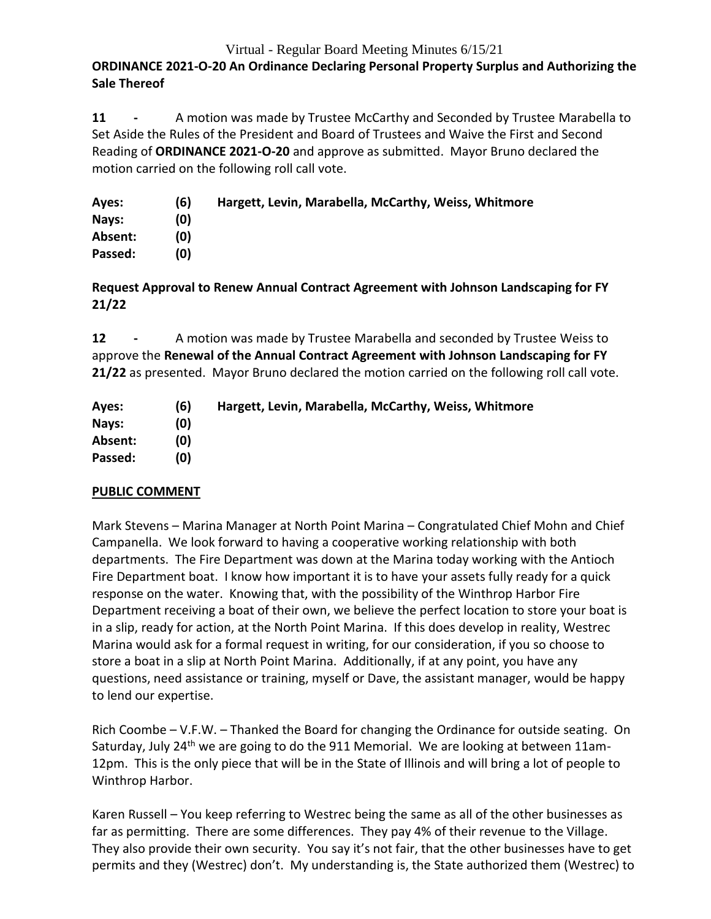**ORDINANCE 2021-O-20 An Ordinance Declaring Personal Property Surplus and Authorizing the Sale Thereof**

**11 -** A motion was made by Trustee McCarthy and Seconded by Trustee Marabella to Set Aside the Rules of the President and Board of Trustees and Waive the First and Second Reading of **ORDINANCE 2021-O-20** and approve as submitted. Mayor Bruno declared the motion carried on the following roll call vote.

| | | |
|---|---|---|
| **Ayes:** | **(6)** | **Hargett, Levin, Marabella, McCarthy, Weiss, Whitmore** |
| **Nays:** | **(0)** | |
| **Absent:** | **(0)** | |
| **Passed:** | **(0)** | |

**Request Approval to Renew Annual Contract Agreement with Johnson Landscaping for FY 21/22**

**12 -** A motion was made by Trustee Marabella and seconded by Trustee Weiss to approve the **Renewal of the Annual Contract Agreement with Johnson Landscaping for FY 21/22** as presented. Mayor Bruno declared the motion carried on the following roll call vote.

| | | |
|---|---|---|
| **Ayes:** | **(6)** | **Hargett, Levin, Marabella, McCarthy, Weiss, Whitmore** |
| **Nays:** | **(0)** | |
| **Absent:** | **(0)** | |
| **Passed:** | **(0)** | |

**PUBLIC COMMENT**

Mark Stevens – Marina Manager at North Point Marina – Congratulated Chief Mohn and Chief Campanella. We look forward to having a cooperative working relationship with both departments. The Fire Department was down at the Marina today working with the Antioch Fire Department boat. I know how important it is to have your assets fully ready for a quick response on the water. Knowing that, with the possibility of the Winthrop Harbor Fire Department receiving a boat of their own, we believe the perfect location to store your boat is in a slip, ready for action, at the North Point Marina. If this does develop in reality, Westrec Marina would ask for a formal request in writing, for our consideration, if you so choose to store a boat in a slip at North Point Marina. Additionally, if at any point, you have any questions, need assistance or training, myself or Dave, the assistant manager, would be happy to lend our expertise.

Rich Coombe – V.F.W. – Thanked the Board for changing the Ordinance for outside seating. On Saturday, July 24th we are going to do the 911 Memorial. We are looking at between 11am-12pm. This is the only piece that will be in the State of Illinois and will bring a lot of people to Winthrop Harbor.

Karen Russell – You keep referring to Westrec being the same as all of the other businesses as far as permitting. There are some differences. They pay 4% of their revenue to the Village. They also provide their own security. You say it's not fair, that the other businesses have to get permits and they (Westrec) don't. My understanding is, the State authorized them (Westrec) to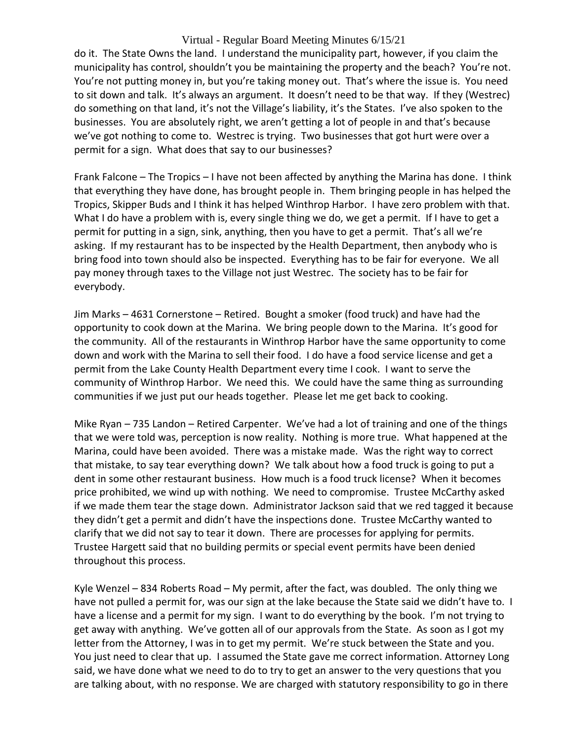do it. The State Owns the land. I understand the municipality part, however, if you claim the municipality has control, shouldn't you be maintaining the property and the beach? You're not. You're not putting money in, but you're taking money out. That's where the issue is. You need to sit down and talk. It's always an argument. It doesn't need to be that way. If they (Westrec) do something on that land, it's not the Village's liability, it's the States. I've also spoken to the businesses. You are absolutely right, we aren't getting a lot of people in and that's because we've got nothing to come to. Westrec is trying. Two businesses that got hurt were over a permit for a sign. What does that say to our businesses?

Frank Falcone – The Tropics – I have not been affected by anything the Marina has done. I think that everything they have done, has brought people in. Them bringing people in has helped the Tropics, Skipper Buds and I think it has helped Winthrop Harbor. I have zero problem with that. What I do have a problem with is, every single thing we do, we get a permit. If I have to get a permit for putting in a sign, sink, anything, then you have to get a permit. That's all we're asking. If my restaurant has to be inspected by the Health Department, then anybody who is bring food into town should also be inspected. Everything has to be fair for everyone. We all pay money through taxes to the Village not just Westrec. The society has to be fair for everybody.

Jim Marks – 4631 Cornerstone – Retired. Bought a smoker (food truck) and have had the opportunity to cook down at the Marina. We bring people down to the Marina. It's good for the community. All of the restaurants in Winthrop Harbor have the same opportunity to come down and work with the Marina to sell their food. I do have a food service license and get a permit from the Lake County Health Department every time I cook. I want to serve the community of Winthrop Harbor. We need this. We could have the same thing as surrounding communities if we just put our heads together. Please let me get back to cooking.

Mike Ryan – 735 Landon – Retired Carpenter. We've had a lot of training and one of the things that we were told was, perception is now reality. Nothing is more true. What happened at the Marina, could have been avoided. There was a mistake made. Was the right way to correct that mistake, to say tear everything down? We talk about how a food truck is going to put a dent in some other restaurant business. How much is a food truck license? When it becomes price prohibited, we wind up with nothing. We need to compromise. Trustee McCarthy asked if we made them tear the stage down. Administrator Jackson said that we red tagged it because they didn't get a permit and didn't have the inspections done. Trustee McCarthy wanted to clarify that we did not say to tear it down. There are processes for applying for permits. Trustee Hargett said that no building permits or special event permits have been denied throughout this process.

Kyle Wenzel – 834 Roberts Road – My permit, after the fact, was doubled. The only thing we have not pulled a permit for, was our sign at the lake because the State said we didn't have to. I have a license and a permit for my sign. I want to do everything by the book. I'm not trying to get away with anything. We've gotten all of our approvals from the State. As soon as I got my letter from the Attorney, I was in to get my permit. We're stuck between the State and you. You just need to clear that up. I assumed the State gave me correct information. Attorney Long said, we have done what we need to do to try to get an answer to the very questions that you are talking about, with no response. We are charged with statutory responsibility to go in there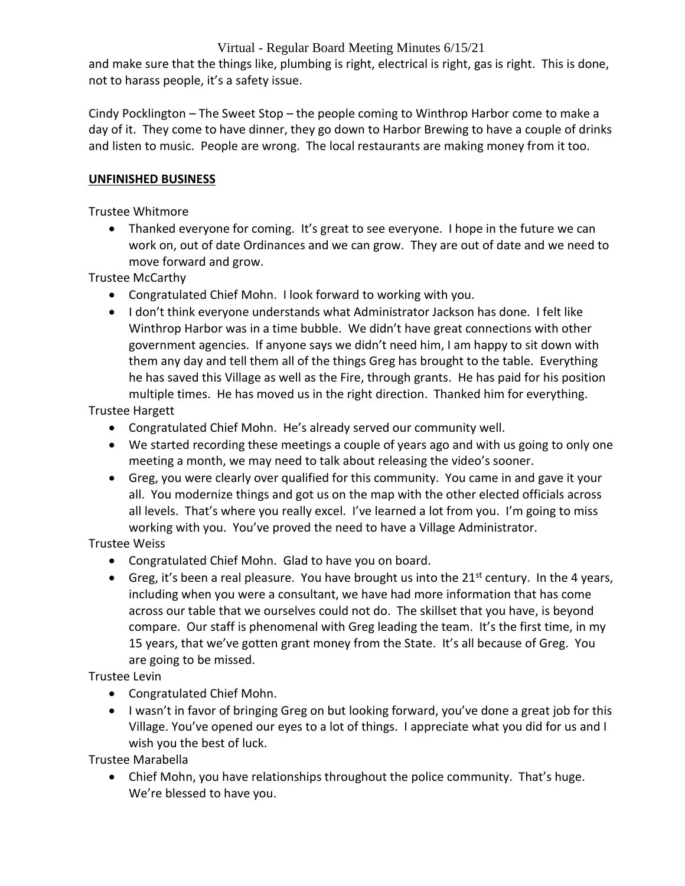and make sure that the things like, plumbing is right, electrical is right, gas is right. This is done, not to harass people, it's a safety issue.

Cindy Pocklington – The Sweet Stop – the people coming to Winthrop Harbor come to make a day of it. They come to have dinner, they go down to Harbor Brewing to have a couple of drinks and listen to music. People are wrong. The local restaurants are making money from it too.

**UNFINISHED BUSINESS**

Trustee Whitmore

- Thanked everyone for coming. It's great to see everyone. I hope in the future we can work on, out of date Ordinances and we can grow. They are out of date and we need to move forward and grow.

Trustee McCarthy

- Congratulated Chief Mohn. I look forward to working with you.
- I don't think everyone understands what Administrator Jackson has done. I felt like Winthrop Harbor was in a time bubble. We didn't have great connections with other government agencies. If anyone says we didn't need him, I am happy to sit down with them any day and tell them all of the things Greg has brought to the table. Everything he has saved this Village as well as the Fire, through grants. He has paid for his position multiple times. He has moved us in the right direction. Thanked him for everything.

Trustee Hargett

- Congratulated Chief Mohn. He's already served our community well.
- We started recording these meetings a couple of years ago and with us going to only one meeting a month, we may need to talk about releasing the video's sooner.
- Greg, you were clearly over qualified for this community. You came in and gave it your all. You modernize things and got us on the map with the other elected officials across all levels. That's where you really excel. I've learned a lot from you. I'm going to miss working with you. You've proved the need to have a Village Administrator.

Trustee Weiss

- Congratulated Chief Mohn. Glad to have you on board.
- Greg, it's been a real pleasure. You have brought us into the 21st century. In the 4 years, including when you were a consultant, we have had more information that has come across our table that we ourselves could not do. The skillset that you have, is beyond compare. Our staff is phenomenal with Greg leading the team. It's the first time, in my 15 years, that we've gotten grant money from the State. It's all because of Greg. You are going to be missed.

Trustee Levin

- Congratulated Chief Mohn.
- I wasn't in favor of bringing Greg on but looking forward, you've done a great job for this Village. You've opened our eyes to a lot of things. I appreciate what you did for us and I wish you the best of luck.

Trustee Marabella

- Chief Mohn, you have relationships throughout the police community. That's huge. We're blessed to have you.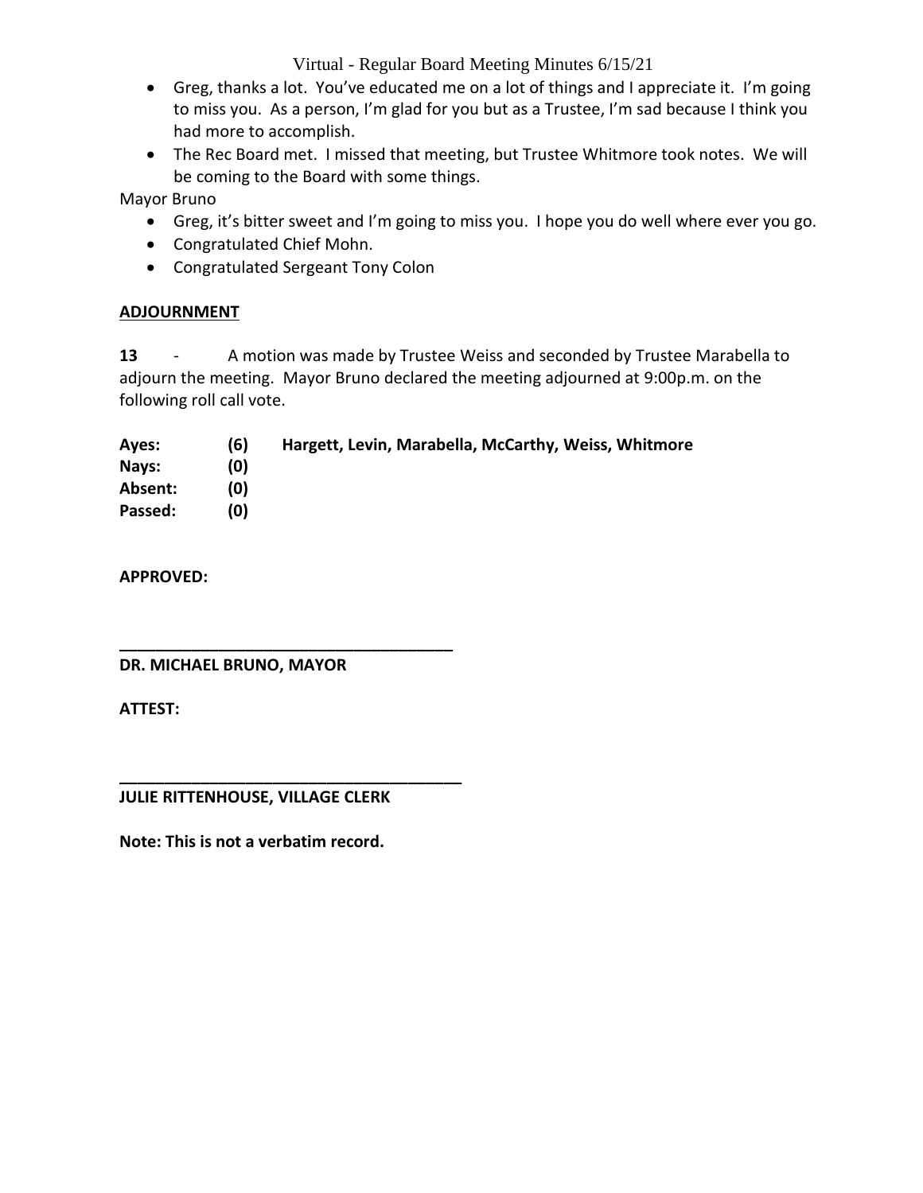- Greg, thanks a lot. You've educated me on a lot of things and I appreciate it. I'm going to miss you. As a person, I'm glad for you but as a Trustee, I'm sad because I think you had more to accomplish.
- The Rec Board met. I missed that meeting, but Trustee Whitmore took notes. We will be coming to the Board with some things.

Mayor Bruno

- Greg, it's bitter sweet and I'm going to miss you. I hope you do well where ever you go.
- Congratulated Chief Mohn.
- Congratulated Sergeant Tony Colon

**ADJOURNMENT**

**13** - A motion was made by Trustee Weiss and seconded by Trustee Marabella to adjourn the meeting. Mayor Bruno declared the meeting adjourned at 9:00p.m. on the following roll call vote.

| | | |
|---|---|---|
| **Ayes:** | **(6)** | **Hargett, Levin, Marabella, McCarthy, Weiss, Whitmore** |
| **Nays:** | **(0)** | |
| **Absent:** | **(0)** | |
| **Passed:** | **(0)** | |

**APPROVED:**

______________________________________
**DR. MICHAEL BRUNO, MAYOR**

**ATTEST:**

______________________________________
**JULIE RITTENHOUSE, VILLAGE CLERK**

**Note: This is not a verbatim record.**